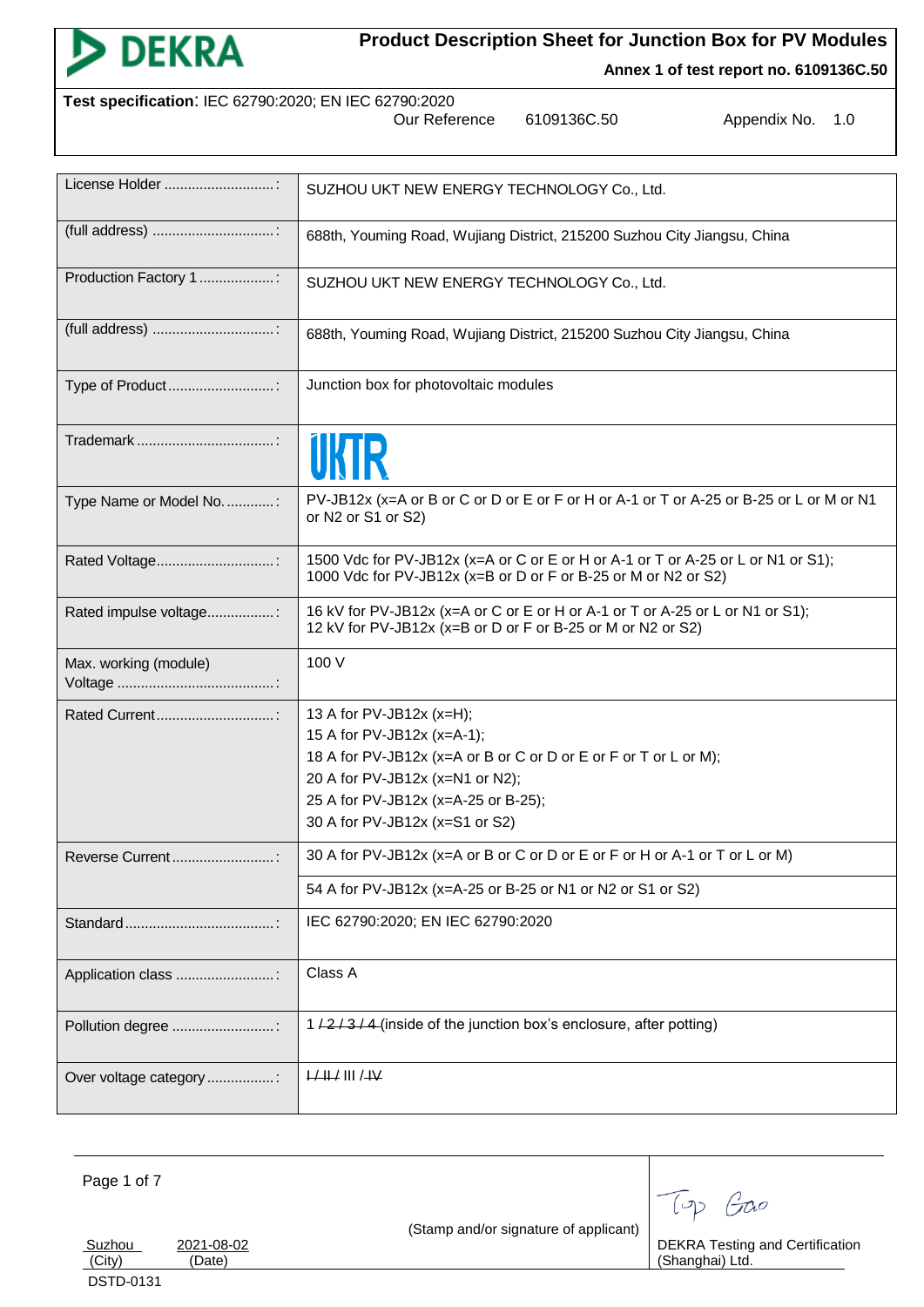# Product Description Sheet for Junction Box for PV Modules

**Annex 1 of test report no. 6109136C.50**

**Test specification**: IEC 62790:2020; EN IEC 62790:2020

Our Reference 6109136C.50 Appendix No. 1.0

| Field | Value |
|---|---|
| License Holder ............................: | SUZHOU UKT NEW ENERGY TECHNOLOGY Co., Ltd. |
| (full address) ...............................: | 688th, Youming Road, Wujiang District, 215200 Suzhou City Jiangsu, China |
| Production Factory 1 ...................: | SUZHOU UKT NEW ENERGY TECHNOLOGY Co., Ltd. |
| (full address) ...............................: | 688th, Youming Road, Wujiang District, 215200 Suzhou City Jiangsu, China |
| Type of Product ...........................: | Junction box for photovoltaic modules |
| Trademark ...................................: | UKTR |
| Type Name or Model No. ............: | PV-JB12x (x=A or B or C or D or E or F or H or A-1 or T or A-25 or B-25 or L or M or N1 or N2 or S1 or S2) |
| Rated Voltage..............................: | 1500 Vdc for PV-JB12x (x=A or C or E or H or A-1 or T or A-25 or L or N1 or S1);<br>1000 Vdc for PV-JB12x (x=B or D or F or B-25 or M or N2 or S2) |
| Rated impulse voltage.................: | 16 kV for PV-JB12x (x=A or C or E or H or A-1 or T or A-25 or L or N1 or S1);<br>12 kV for PV-JB12x (x=B or D or F or B-25 or M or N2 or S2) |
| Max. working (module) Voltage .......................................: | 100 V |
| Rated Current..............................: | 13 A for PV-JB12x (x=H);<br>15 A for PV-JB12x (x=A-1);<br>18 A for PV-JB12x (x=A or B or C or D or E or F or T or L or M);<br>20 A for PV-JB12x (x=N1 or N2);<br>25 A for PV-JB12x (x=A-25 or B-25);<br>30 A for PV-JB12x (x=S1 or S2) |
| Reverse Current ..........................: | 30 A for PV-JB12x (x=A or B or C or D or E or F or H or A-1 or T or L or M) |
| | 54 A for PV-JB12x (x=A-25 or B-25 or N1 or N2 or S1 or S2) |
| Standard......................................: | IEC 62790:2020; EN IEC 62790:2020 |
| Application class .........................: | Class A |
| Pollution degree ..........................: | 1 ~~/ 2 / 3 / 4~~ (inside of the junction box's enclosure, after potting) |
| Over voltage category .................: | ~~I / II /~~ III ~~/ IV~~ |

Suzhou (City) 2021-08-02 (Date)

(Stamp and/or signature of applicant)

DEKRA Testing and Certification (Shanghai) Ltd.

DSTD-0131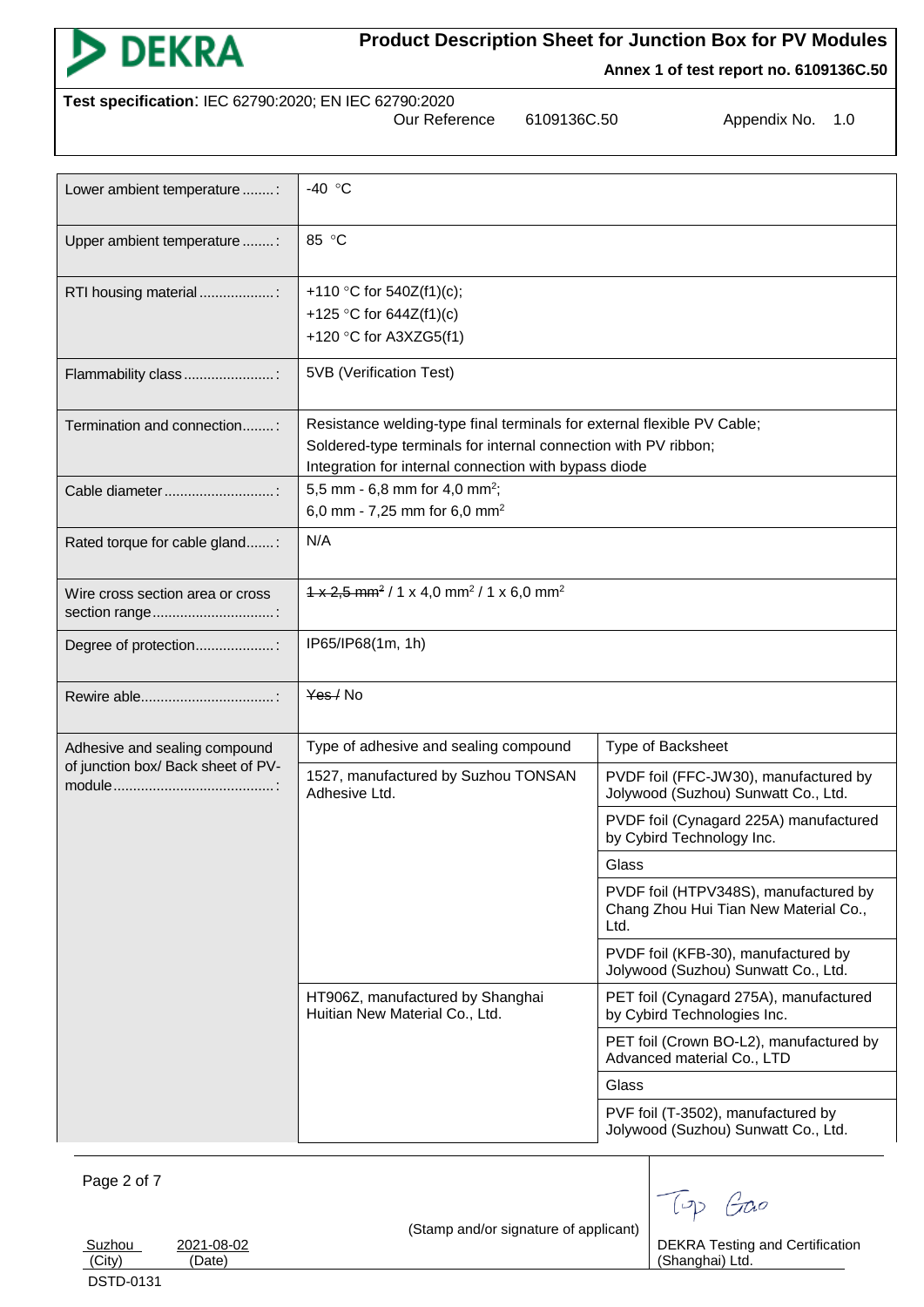**Test specification**: IEC 62790:2020; EN IEC 62790:2020

Our Reference 6109136C.50 Appendix No. 1.0

| Lower ambient temperature ........: | -40 °C | |
|---|---|---|
| Upper ambient temperature ........: | 85 °C | |
| RTI housing material ...................: | +110 °C for 540Z(f1)(c);<br>+125 °C for 644Z(f1)(c)<br>+120 °C for A3XZG5(f1) | |
| Flammability class .......................: | 5VB (Verification Test) | |
| Termination and connection........: | Resistance welding-type final terminals for external flexible PV Cable;<br>Soldered-type terminals for internal connection with PV ribbon;<br>Integration for internal connection with bypass diode | |
| Cable diameter ............................: | 5,5 mm - 6,8 mm for 4,0 mm²;<br>6,0 mm - 7,25 mm for 6,0 mm² | |
| Rated torque for cable gland.......: | N/A | |
| Wire cross section area or cross section range...............................: | ~~1 x 2,5 mm²~~ / 1 x 4,0 mm² / 1 x 6,0 mm² | |
| Degree of protection....................: | IP65/IP68(1m, 1h) | |
| Rewire able..................................: | ~~Yes /~~ No | |
| Adhesive and sealing compound of junction box/ Back sheet of PV-module.........................................: | Type of adhesive and sealing compound | Type of Backsheet |
| | 1527, manufactured by Suzhou TONSAN Adhesive Ltd. | PVDF foil (FFC-JW30), manufactured by Jolywood (Suzhou) Sunwatt Co., Ltd. |
| | | PVDF foil (Cynagard 225A) manufactured by Cybird Technology Inc. |
| | | Glass |
| | | PVDF foil (HTPV348S), manufactured by Chang Zhou Hui Tian New Material Co., Ltd. |
| | | PVDF foil (KFB-30), manufactured by Jolywood (Suzhou) Sunwatt Co., Ltd. |
| | HT906Z, manufactured by Shanghai Huitian New Material Co., Ltd. | PET foil (Cynagard 275A), manufactured by Cybird Technologies Inc. |
| | | PET foil (Crown BO-L2), manufactured by Advanced material Co., LTD |
| | | Glass |
| | | PVF foil (T-3502), manufactured by Jolywood (Suzhou) Sunwatt Co., Ltd. |

Suzhou (City) 2021-08-02 (Date)

(Stamp and/or signature of applicant)

DEKRA Testing and Certification (Shanghai) Ltd.

DSTD-0131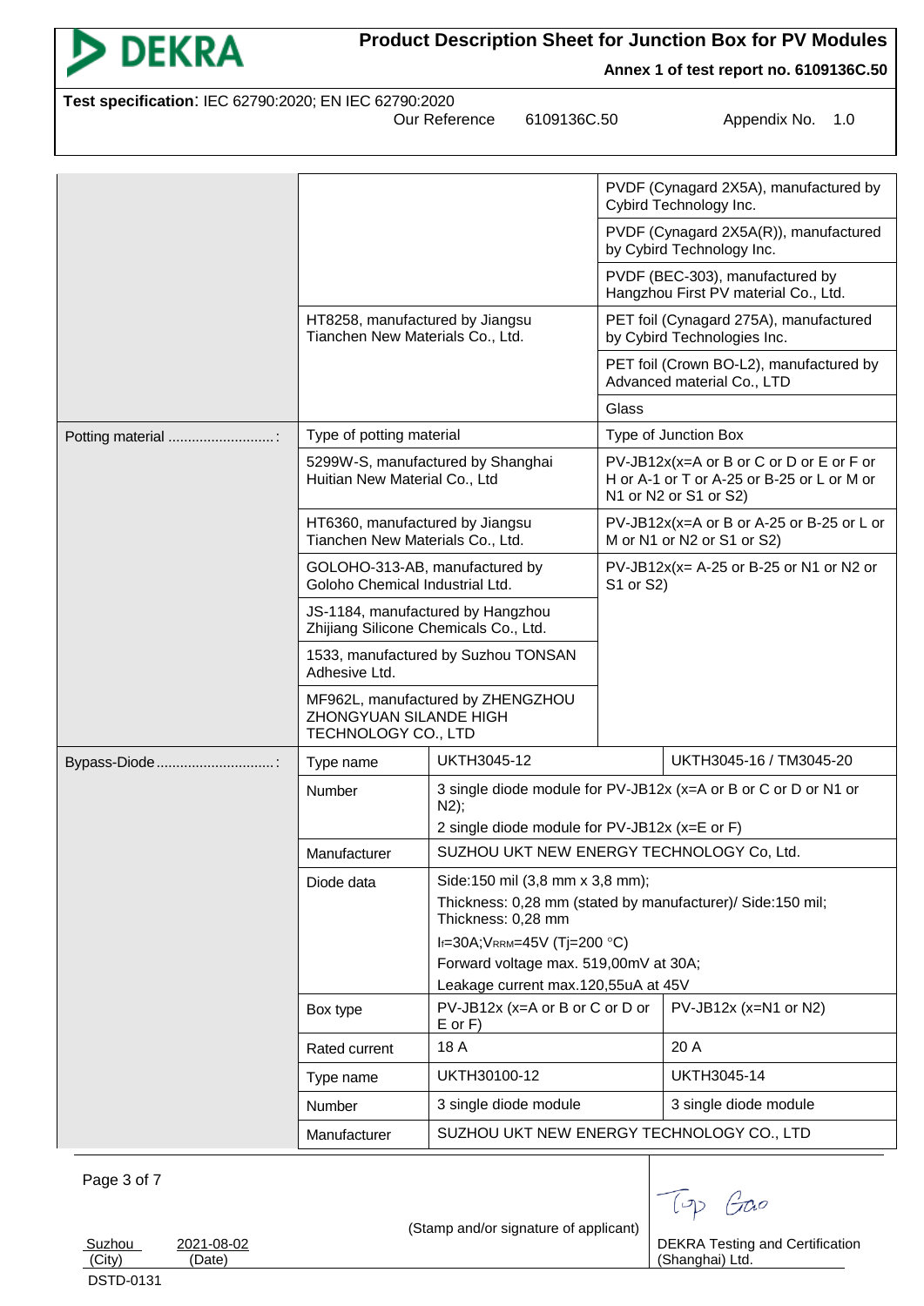| | | | |
|---|---|---|---|
| | | | PVDF (Cynagard 2X5A), manufactured by Cybird Technology Inc. |
| | | | PVDF (Cynagard 2X5A(R)), manufactured by Cybird Technology Inc. |
| | | | PVDF (BEC-303), manufactured by Hangzhou First PV material Co., Ltd. |
| | HT8258, manufactured by Jiangsu Tianchen New Materials Co., Ltd. | | PET foil (Cynagard 275A), manufactured by Cybird Technologies Inc. |
| | | | PET foil (Crown BO-L2), manufactured by Advanced material Co., LTD |
| | | | Glass |
| Potting material ...........................: | Type of potting material | | Type of Junction Box |
| | 5299W-S, manufactured by Shanghai Huitian New Material Co., Ltd | | PV-JB12x(x=A or B or C or D or E or F or H or A-1 or T or A-25 or B-25 or L or M or N1 or N2 or S1 or S2) |
| | HT6360, manufactured by Jiangsu Tianchen New Materials Co., Ltd. | | PV-JB12x(x=A or B or A-25 or B-25 or L or M or N1 or N2 or S1 or S2) |
| | GOLOHO-313-AB, manufactured by Goloho Chemical Industrial Ltd. | | PV-JB12x(x= A-25 or B-25 or N1 or N2 or S1 or S2) |
| | JS-1184, manufactured by Hangzhou Zhijiang Silicone Chemicals Co., Ltd. | | |
| | 1533, manufactured by Suzhou TONSAN Adhesive Ltd. | | |
| | MF962L, manufactured by ZHENGZHOU ZHONGYUAN SILANDE HIGH TECHNOLOGY CO., LTD | | |
| Bypass-Diode .............................: | Type name | UKTH3045-12 | UKTH3045-16 / TM3045-20 |
| | Number | 3 single diode module for PV-JB12x (x=A or B or C or D or N1 or N2);<br>2 single diode module for PV-JB12x (x=E or F) | |
| | Manufacturer | SUZHOU UKT NEW ENERGY TECHNOLOGY Co, Ltd. | |
| | Diode data | Side:150 mil (3,8 mm x 3,8 mm);<br>Thickness: 0,28 mm (stated by manufacturer)/ Side:150 mil; Thickness: 0,28 mm<br>$I_F$=30A;$V_{RRM}$=45V (Tj=200 °C)<br>Forward voltage max. 519,00mV at 30A;<br>Leakage current max.120,55uA at 45V | |
| | Box type | PV-JB12x (x=A or B or C or D or E or F) | PV-JB12x (x=N1 or N2) |
| | Rated current | 18 A | 20 A |
| | Type name | UKTH30100-12 | UKTH3045-14 |
| | Number | 3 single diode module | 3 single diode module |
| | Manufacturer | SUZHOU UKT NEW ENERGY TECHNOLOGY CO., LTD | |

Suzhou (City) 2021-08-02 (Date)

(Stamp and/or signature of applicant)

DEKRA Testing and Certification (Shanghai) Ltd.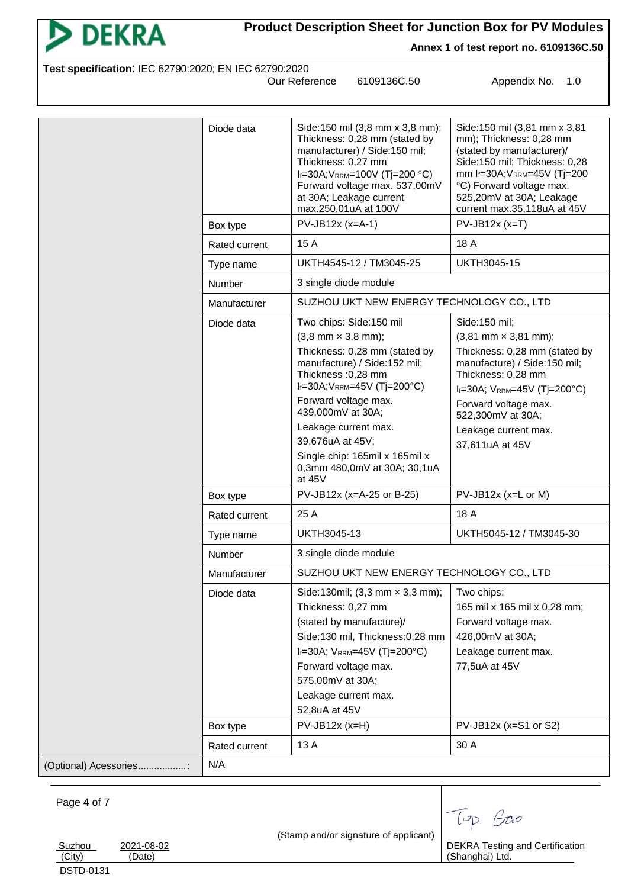**Product Description Sheet for Junction Box for PV Modules**

**Annex 1 of test report no. 6109136C.50**

**Test specification**: IEC 62790:2020; EN IEC 62790:2020

Our Reference 6109136C.50 Appendix No. 1.0

| | | | |
|---|---|---|---|
| | Diode data | Side:150 mil (3,8 mm x 3,8 mm); Thickness: 0,28 mm (stated by manufacturer) / Side:150 mil; Thickness: 0,27 mm $I_F$=30A;$V_{RRM}$=100V (Tj=200 °C) Forward voltage max. 537,00mV at 30A; Leakage current max.250,01uA at 100V | Side:150 mil (3,81 mm x 3,81 mm); Thickness: 0,28 mm (stated by manufacturer)/ Side:150 mil; Thickness: 0,28 mm $I_F$=30A;$V_{RRM}$=45V (Tj=200 °C) Forward voltage max. 525,20mV at 30A; Leakage current max.35,118uA at 45V |
| | Box type | PV-JB12x (x=A-1) | PV-JB12x (x=T) |
| | Rated current | 15 A | 18 A |
| | Type name | UKTH4545-12 / TM3045-25 | UKTH3045-15 |
| | Number | 3 single diode module | |
| | Manufacturer | SUZHOU UKT NEW ENERGY TECHNOLOGY CO., LTD | |
| | Diode data | Two chips: Side:150 mil (3,8 mm × 3,8 mm); Thickness: 0,28 mm (stated by manufacture) / Side:152 mil; Thickness :0,28 mm $I_F$=30A;$V_{RRM}$=45V (Tj=200°C) Forward voltage max. 439,000mV at 30A; Leakage current max. 39,676uA at 45V; Single chip: 165mil x 165mil x 0,3mm 480,0mV at 30A; 30,1uA at 45V | Side:150 mil; (3,81 mm × 3,81 mm); Thickness: 0,28 mm (stated by manufacture) / Side:150 mil; Thickness: 0,28 mm $I_F$=30A; $V_{RRM}$=45V (Tj=200°C) Forward voltage max. 522,300mV at 30A; Leakage current max. 37,611uA at 45V |
| | Box type | PV-JB12x (x=A-25 or B-25) | PV-JB12x (x=L or M) |
| | Rated current | 25 A | 18 A |
| | Type name | UKTH3045-13 | UKTH5045-12 / TM3045-30 |
| | Number | 3 single diode module | |
| | Manufacturer | SUZHOU UKT NEW ENERGY TECHNOLOGY CO., LTD | |
| | Diode data | Side:130mil; (3,3 mm × 3,3 mm); Thickness: 0,27 mm (stated by manufacture)/ Side:130 mil, Thickness:0,28 mm $I_F$=30A; $V_{RRM}$=45V (Tj=200°C) Forward voltage max. 575,00mV at 30A; Leakage current max. 52,8uA at 45V | Two chips: 165 mil x 165 mil x 0,28 mm; Forward voltage max. 426,00mV at 30A; Leakage current max. 77,5uA at 45V |
| | Box type | PV-JB12x (x=H) | PV-JB12x (x=S1 or S2) |
| | Rated current | 13 A | 30 A |
| (Optional) Acessories..................: | N/A | | |

Suzhou (City) 2021-08-02 (Date)

(Stamp and/or signature of applicant)

DEKRA Testing and Certification (Shanghai) Ltd.

DSTD-0131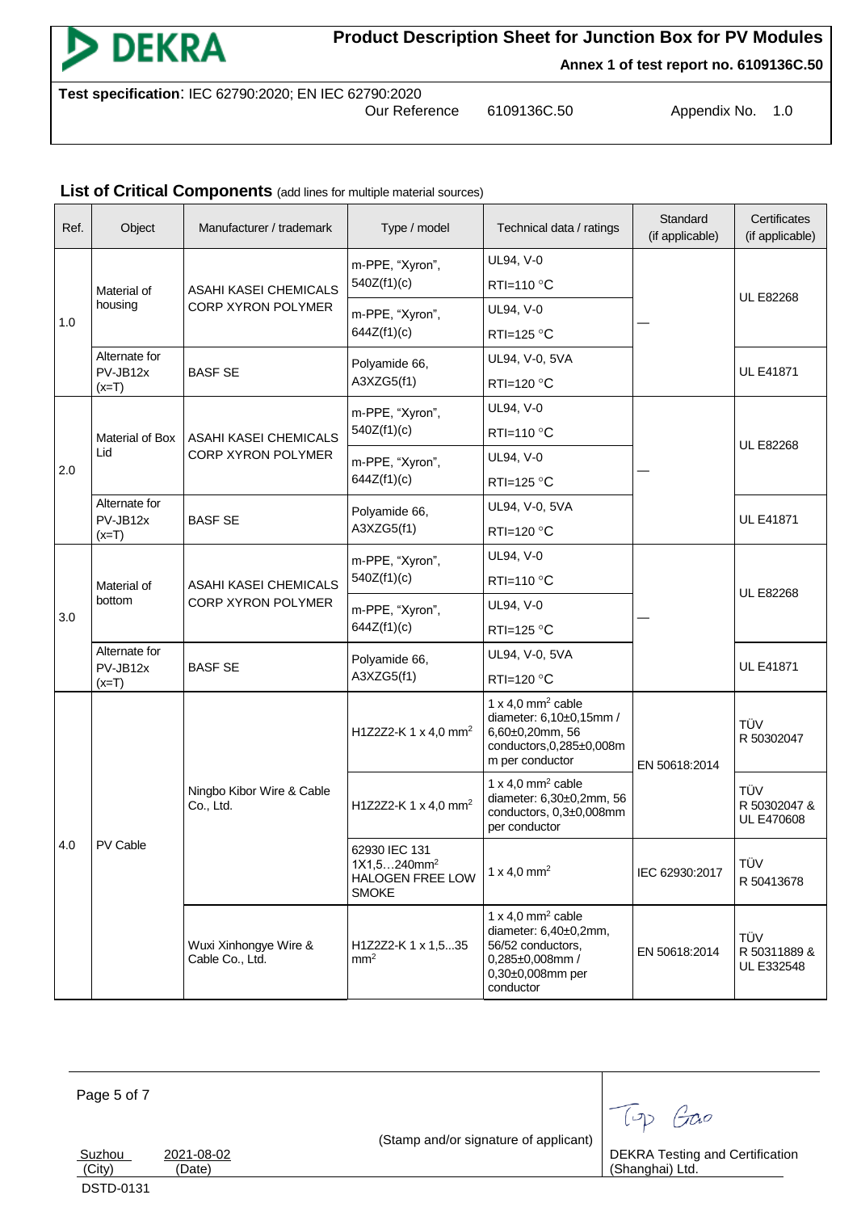**Product Description Sheet for Junction Box for PV Modules**

**Annex 1 of test report no. 6109136C.50**

**Test specification**: IEC 62790:2020; EN IEC 62790:2020

Our Reference 6109136C.50 Appendix No. 1.0

## List of Critical Components (add lines for multiple material sources)

| Ref. | Object | Manufacturer / trademark | Type / model | Technical data / ratings | Standard (if applicable) | Certificates (if applicable) |
|---|---|---|---|---|---|---|
| 1.0 | Material of housing | ASAHI KASEI CHEMICALS CORP XYRON POLYMER | m-PPE, "Xyron", 540Z(f1)(c) | UL94, V-0<br>RTI=110 °C | — | UL E82268 |
| | | | m-PPE, "Xyron", 644Z(f1)(c) | UL94, V-0<br>RTI=125 °C | | |
| | Alternate for PV-JB12x (x=T) | BASF SE | Polyamide 66, A3XZG5(f1) | UL94, V-0, 5VA<br>RTI=120 °C | | UL E41871 |
| 2.0 | Material of Box Lid | ASAHI KASEI CHEMICALS CORP XYRON POLYMER | m-PPE, "Xyron", 540Z(f1)(c) | UL94, V-0<br>RTI=110 °C | — | UL E82268 |
| | | | m-PPE, "Xyron", 644Z(f1)(c) | UL94, V-0<br>RTI=125 °C | | |
| | Alternate for PV-JB12x (x=T) | BASF SE | Polyamide 66, A3XZG5(f1) | UL94, V-0, 5VA<br>RTI=120 °C | | UL E41871 |
| 3.0 | Material of bottom | ASAHI KASEI CHEMICALS CORP XYRON POLYMER | m-PPE, "Xyron", 540Z(f1)(c) | UL94, V-0<br>RTI=110 °C | — | UL E82268 |
| | | | m-PPE, "Xyron", 644Z(f1)(c) | UL94, V-0<br>RTI=125 °C | | |
| | Alternate for PV-JB12x (x=T) | BASF SE | Polyamide 66, A3XZG5(f1) | UL94, V-0, 5VA<br>RTI=120 °C | | UL E41871 |
| 4.0 | PV Cable | Ningbo Kibor Wire & Cable Co., Ltd. | H1Z2Z2-K 1 x 4,0 $mm^2$ | 1 x 4,0 $mm^2$ cable diameter: 6,10±0,15mm / 6,60±0,20mm, 56 conductors,0,285±0,008mm per conductor | EN 50618:2014 | TÜV R 50302047 |
| | | | H1Z2Z2-K 1 x 4,0 $mm^2$ | 1 x 4,0 $mm^2$ cable diameter: 6,30±0,2mm, 56 conductors, 0,3±0,008mm per conductor | | TÜV R 50302047 & UL E470608 |
| | | | 62930 IEC 131 1X1,5…240$mm^2$ HALOGEN FREE LOW SMOKE | 1 x 4,0 $mm^2$ | IEC 62930:2017 | TÜV R 50413678 |
| | | Wuxi Xinhongye Wire & Cable Co., Ltd. | H1Z2Z2-K 1 x 1,5...35 $mm^2$ | 1 x 4,0 $mm^2$ cable diameter: 6,40±0,2mm, 56/52 conductors, 0,285±0,008mm / 0,30±0,008mm per conductor | EN 50618:2014 | TÜV R 50311889 & UL E332548 |

Suzhou (City) 2021-08-02 (Date)

(Stamp and/or signature of applicant)

DEKRA Testing and Certification (Shanghai) Ltd.

DSTD-0131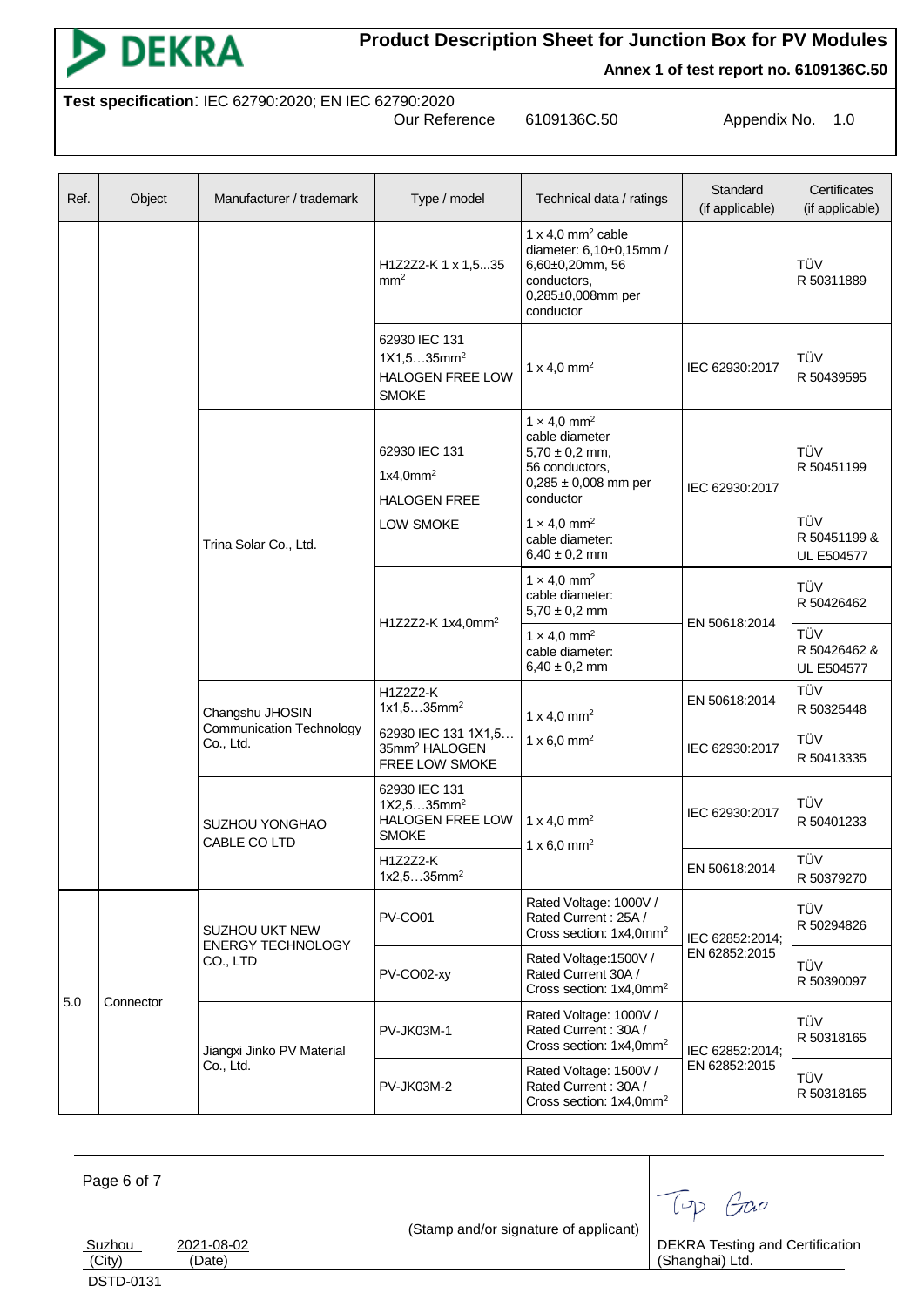**Product Description Sheet for Junction Box for PV Modules**

**Annex 1 of test report no. 6109136C.50**

**Test specification**: IEC 62790:2020; EN IEC 62790:2020

Our Reference 6109136C.50 Appendix No. 1.0

| Ref. | Object | Manufacturer / trademark | Type / model | Technical data / ratings | Standard (if applicable) | Certificates (if applicable) |
|---|---|---|---|---|---|---|
| | | | H1Z2Z2-K 1 x 1,5...35 mm$^2$ | 1 x 4,0 mm$^2$ cable diameter: 6,10±0,15mm / 6,60±0,20mm, 56 conductors, 0,285±0,008mm per conductor | | TÜV R 50311889 |
| | | | 62930 IEC 131 1X1,5…35mm$^2$ HALOGEN FREE LOW SMOKE | 1 x 4,0 mm$^2$ | IEC 62930:2017 | TÜV R 50439595 |
| | | Trina Solar Co., Ltd. | 62930 IEC 131 1x4,0mm$^2$ HALOGEN FREE LOW SMOKE | 1 × 4,0 mm$^2$ cable diameter 5,70 ± 0,2 mm, 56 conductors, 0,285 ± 0,008 mm per conductor | IEC 62930:2017 | TÜV R 50451199 |
| | | | | 1 × 4,0 mm$^2$ cable diameter: 6,40 ± 0,2 mm | | TÜV R 50451199 & UL E504577 |
| | | | H1Z2Z2-K 1x4,0mm$^2$ | 1 × 4,0 mm$^2$ cable diameter: 5,70 ± 0,2 mm | EN 50618:2014 | TÜV R 50426462 |
| | | | | 1 × 4,0 mm$^2$ cable diameter: 6,40 ± 0,2 mm | | TÜV R 50426462 & UL E504577 |
| | | Changshu JHOSIN Communication Technology Co., Ltd. | H1Z2Z2-K 1x1,5…35mm$^2$ | 1 x 4,0 mm$^2$ 1 x 6,0 mm$^2$ | EN 50618:2014 | TÜV R 50325448 |
| | | | 62930 IEC 131 1X1,5…35mm$^2$ HALOGEN FREE LOW SMOKE | | IEC 62930:2017 | TÜV R 50413335 |
| | | SUZHOU YONGHAO CABLE CO LTD | 62930 IEC 131 1X2,5…35mm$^2$ HALOGEN FREE LOW SMOKE | 1 x 4,0 mm$^2$ 1 x 6,0 mm$^2$ | IEC 62930:2017 | TÜV R 50401233 |
| | | | H1Z2Z2-K 1x2,5…35mm$^2$ | | EN 50618:2014 | TÜV R 50379270 |
| 5.0 | Connector | SUZHOU UKT NEW ENERGY TECHNOLOGY CO., LTD | PV-CO01 | Rated Voltage: 1000V / Rated Current : 25A / Cross section: 1x4,0mm$^2$ | IEC 62852:2014; EN 62852:2015 | TÜV R 50294826 |
| | | | PV-CO02-xy | Rated Voltage:1500V / Rated Current 30A / Cross section: 1x4,0mm$^2$ | | TÜV R 50390097 |
| | | Jiangxi Jinko PV Material Co., Ltd. | PV-JK03M-1 | Rated Voltage: 1000V / Rated Current : 30A / Cross section: 1x4,0mm$^2$ | IEC 62852:2014; EN 62852:2015 | TÜV R 50318165 |
| | | | PV-JK03M-2 | Rated Voltage: 1500V / Rated Current : 30A / Cross section: 1x4,0mm$^2$ | | TÜV R 50318165 |

Suzhou (City) 2021-08-02 (Date)

(Stamp and/or signature of applicant)

DEKRA Testing and Certification (Shanghai) Ltd.

DSTD-0131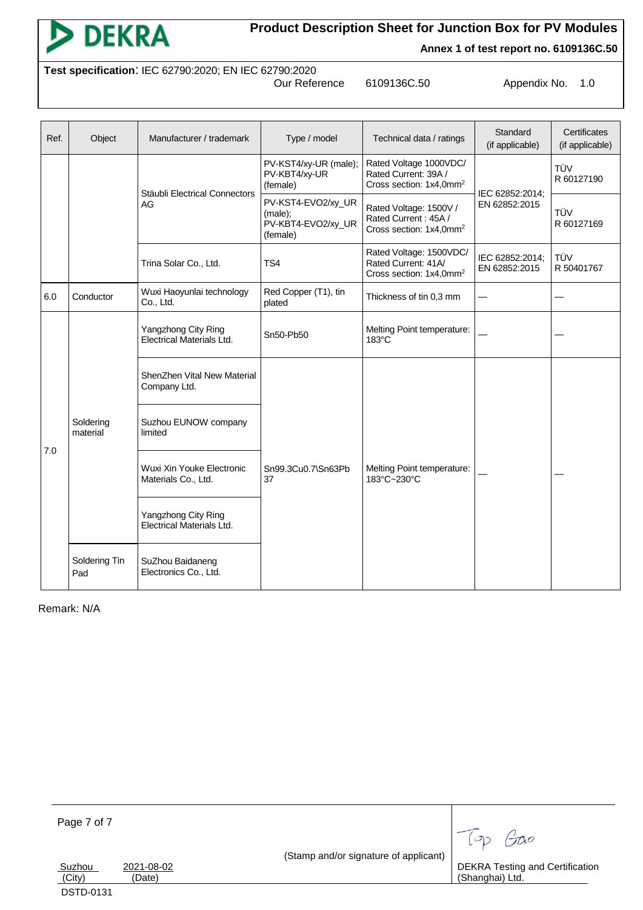| Ref. | Object | Manufacturer / trademark | Type / model | Technical data / ratings | Standard (if applicable) | Certificates (if applicable) |
|---|---|---|---|---|---|---|
| | | Stäubli Electrical Connectors AG | PV-KST4/xy-UR (male); PV-KBT4/xy-UR (female) | Rated Voltage 1000VDC/ Rated Current: 39A / Cross section: 1x4,0mm$^2$ | IEC 62852:2014; EN 62852:2015 | TÜV R 60127190 |
| | | Stäubli Electrical Connectors AG | PV-KST4-EVO2/xy_UR (male); PV-KBT4-EVO2/xy_UR (female) | Rated Voltage: 1500V / Rated Current : 45A / Cross section: 1x4,0mm$^2$ | IEC 62852:2014; EN 62852:2015 | TÜV R 60127169 |
| | | Trina Solar Co., Ltd. | TS4 | Rated Voltage: 1500VDC/ Rated Current: 41A/ Cross section: 1x4,0mm$^2$ | IEC 62852:2014; EN 62852:2015 | TÜV R 50401767 |
| 6.0 | Conductor | Wuxi Haoyunlai technology Co., Ltd. | Red Copper (T1), tin plated | Thickness of tin 0,3 mm | — | — |
| 7.0 | Soldering material | Yangzhong City Ring Electrical Materials Ltd. | Sn50-Pb50 | Melting Point temperature: 183°C | — | — |
| | Soldering material | ShenZhen Vital New Material Company Ltd. | Sn99.3Cu0.7\Sn63Pb37 | Melting Point temperature: 183°C~230°C | — | — |
| | Soldering material | Suzhou EUNOW company limited | Sn99.3Cu0.7\Sn63Pb37 | Melting Point temperature: 183°C~230°C | — | — |
| | Soldering material | Wuxi Xin Youke Electronic Materials Co., Ltd. | Sn99.3Cu0.7\Sn63Pb37 | Melting Point temperature: 183°C~230°C | — | — |
| | Soldering material | Yangzhong City Ring Electrical Materials Ltd. | Sn99.3Cu0.7\Sn63Pb37 | Melting Point temperature: 183°C~230°C | — | — |
| | Soldering Tin Pad | SuZhou Baidaneng Electronics Co., Ltd. | Sn99.3Cu0.7\Sn63Pb37 | Melting Point temperature: 183°C~230°C | — | — |

Remark: N/A

Suzhou (City) 2021-08-02 (Date)

(Stamp and/or signature of applicant)

DEKRA Testing and Certification (Shanghai) Ltd.